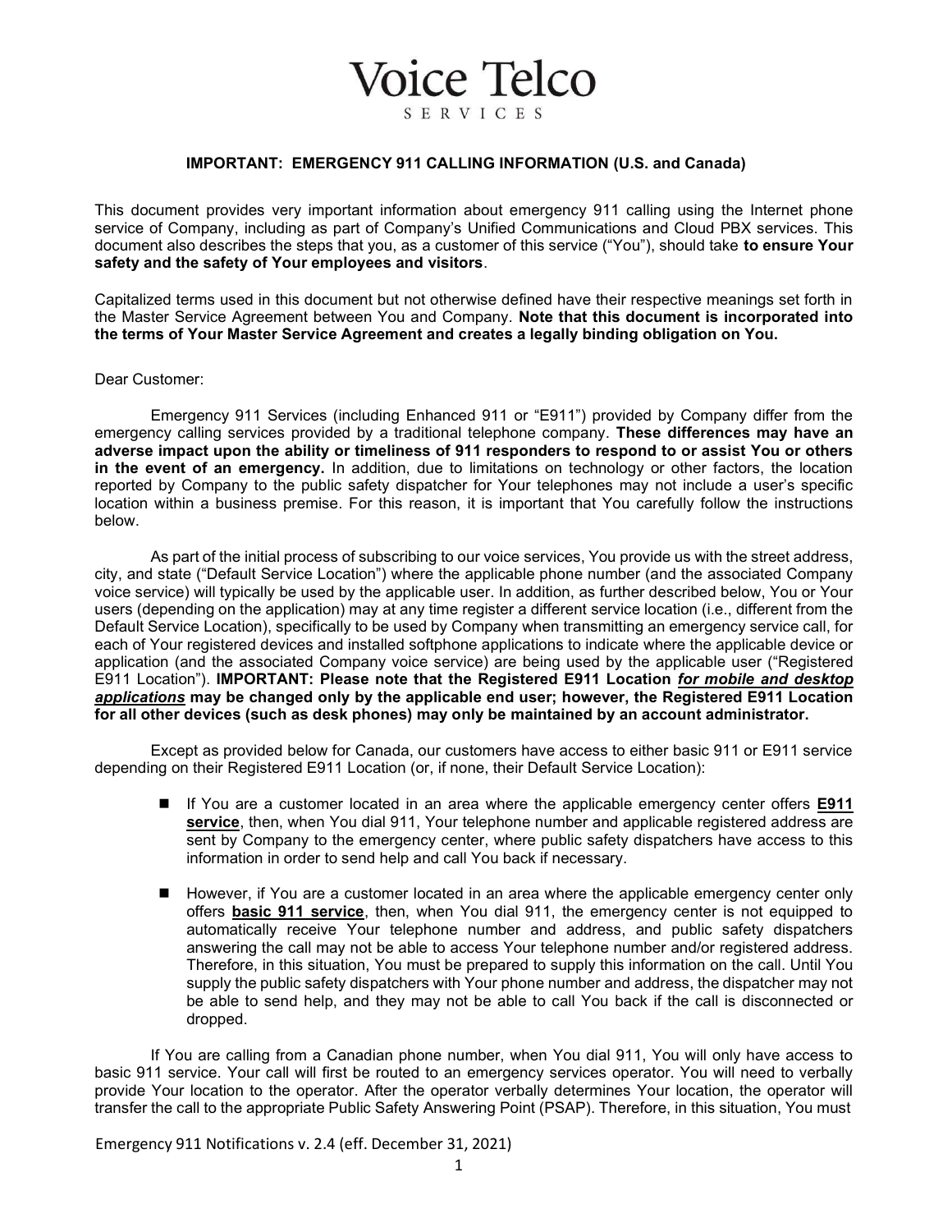# Voice Telco

SERVICES

**IMPORTANT: EMERGENCY 911 CALLING INFORMATION (U.S. and Canada)**

This document provides very important information about emergency 911 calling using the Internet phone service of Company, including as part of Company's Unified Communications and Cloud PBX services. This document also describes the steps that you, as a customer of this service ("You"), should take **to ensure Your safety and the safety of Your employees and visitors**.

Capitalized terms used in this document but not otherwise defined have their respective meanings set forth in the Master Service Agreement between You and Company. **Note that this document is incorporated into the terms of Your Master Service Agreement and creates a legally binding obligation on You.**

Dear Customer:

Emergency 911 Services (including Enhanced 911 or "E911") provided by Company differ from the emergency calling services provided by a traditional telephone company. **These differences may have an adverse impact upon the ability or timeliness of 911 responders to respond to or assist You or others in the event of an emergency.** In addition, due to limitations on technology or other factors, the location reported by Company to the public safety dispatcher for Your telephones may not include a user's specific location within a business premise. For this reason, it is important that You carefully follow the instructions below.

As part of the initial process of subscribing to our voice services, You provide us with the street address, city, and state ("Default Service Location") where the applicable phone number (and the associated Company voice service) will typically be used by the applicable user. In addition, as further described below, You or Your users (depending on the application) may at any time register a different service location (i.e., different from the Default Service Location), specifically to be used by Company when transmitting an emergency service call, for each of Your registered devices and installed softphone applications to indicate where the applicable device or application (and the associated Company voice service) are being used by the applicable user ("Registered E911 Location"). **IMPORTANT: Please note that the Registered E911 Location *for mobile and desktop applications* may be changed only by the applicable end user; however, the Registered E911 Location for all other devices (such as desk phones) may only be maintained by an account administrator.**

Except as provided below for Canada, our customers have access to either basic 911 or E911 service depending on their Registered E911 Location (or, if none, their Default Service Location):

- If You are a customer located in an area where the applicable emergency center offers **E911 service**, then, when You dial 911, Your telephone number and applicable registered address are sent by Company to the emergency center, where public safety dispatchers have access to this information in order to send help and call You back if necessary.

- However, if You are a customer located in an area where the applicable emergency center only offers **basic 911 service**, then, when You dial 911, the emergency center is not equipped to automatically receive Your telephone number and address, and public safety dispatchers answering the call may not be able to access Your telephone number and/or registered address. Therefore, in this situation, You must be prepared to supply this information on the call. Until You supply the public safety dispatchers with Your phone number and address, the dispatcher may not be able to send help, and they may not be able to call You back if the call is disconnected or dropped.

If You are calling from a Canadian phone number, when You dial 911, You will only have access to basic 911 service. Your call will first be routed to an emergency services operator. You will need to verbally provide Your location to the operator. After the operator verbally determines Your location, the operator will transfer the call to the appropriate Public Safety Answering Point (PSAP). Therefore, in this situation, You must

Emergency 911 Notifications v. 2.4 (eff. December 31, 2021)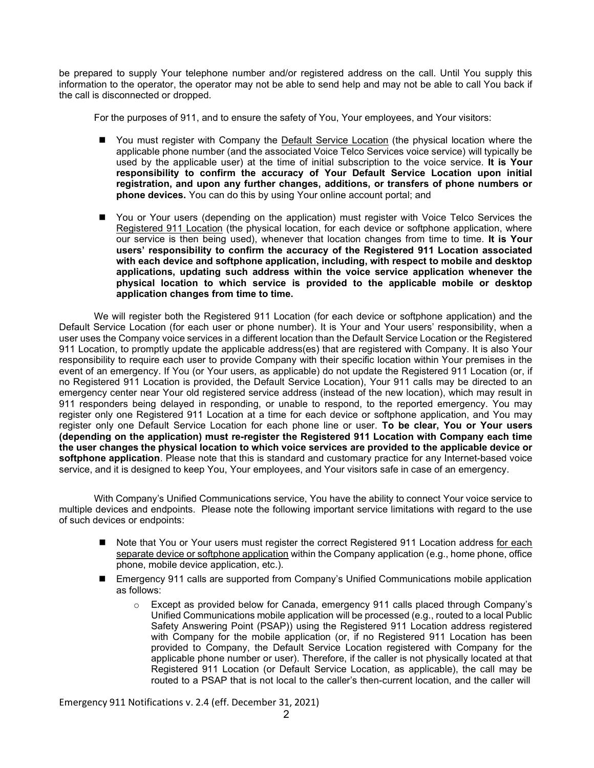be prepared to supply Your telephone number and/or registered address on the call. Until You supply this information to the operator, the operator may not be able to send help and may not be able to call You back if the call is disconnected or dropped.

For the purposes of 911, and to ensure the safety of You, Your employees, and Your visitors:

- You must register with Company the <u>Default Service Location</u> (the physical location where the applicable phone number (and the associated Voice Telco Services voice service) will typically be used by the applicable user) at the time of initial subscription to the voice service. **It is Your responsibility to confirm the accuracy of Your Default Service Location upon initial registration, and upon any further changes, additions, or transfers of phone numbers or phone devices.** You can do this by using Your online account portal; and

- You or Your users (depending on the application) must register with Voice Telco Services the <u>Registered 911 Location</u> (the physical location, for each device or softphone application, where our service is then being used), whenever that location changes from time to time. **It is Your users' responsibility to confirm the accuracy of the Registered 911 Location associated with each device and softphone application, including, with respect to mobile and desktop applications, updating such address within the voice service application whenever the physical location to which service is provided to the applicable mobile or desktop application changes from time to time.**

We will register both the Registered 911 Location (for each device or softphone application) and the Default Service Location (for each user or phone number). It is Your and Your users' responsibility, when a user uses the Company voice services in a different location than the Default Service Location or the Registered 911 Location, to promptly update the applicable address(es) that are registered with Company. It is also Your responsibility to require each user to provide Company with their specific location within Your premises in the event of an emergency. If You (or Your users, as applicable) do not update the Registered 911 Location (or, if no Registered 911 Location is provided, the Default Service Location), Your 911 calls may be directed to an emergency center near Your old registered service address (instead of the new location), which may result in 911 responders being delayed in responding, or unable to respond, to the reported emergency. You may register only one Registered 911 Location at a time for each device or softphone application, and You may register only one Default Service Location for each phone line or user. **To be clear, You or Your users (depending on the application) must re-register the Registered 911 Location with Company each time the user changes the physical location to which voice services are provided to the applicable device or softphone application**. Please note that this is standard and customary practice for any Internet-based voice service, and it is designed to keep You, Your employees, and Your visitors safe in case of an emergency.

With Company's Unified Communications service, You have the ability to connect Your voice service to multiple devices and endpoints. Please note the following important service limitations with regard to the use of such devices or endpoints:

- Note that You or Your users must register the correct Registered 911 Location address <u>for each separate device or softphone application</u> within the Company application (e.g., home phone, office phone, mobile device application, etc.).
- Emergency 911 calls are supported from Company's Unified Communications mobile application as follows:
  - Except as provided below for Canada, emergency 911 calls placed through Company's Unified Communications mobile application will be processed (e.g., routed to a local Public Safety Answering Point (PSAP)) using the Registered 911 Location address registered with Company for the mobile application (or, if no Registered 911 Location has been provided to Company, the Default Service Location registered with Company for the applicable phone number or user). Therefore, if the caller is not physically located at that Registered 911 Location (or Default Service Location, as applicable), the call may be routed to a PSAP that is not local to the caller's then-current location, and the caller will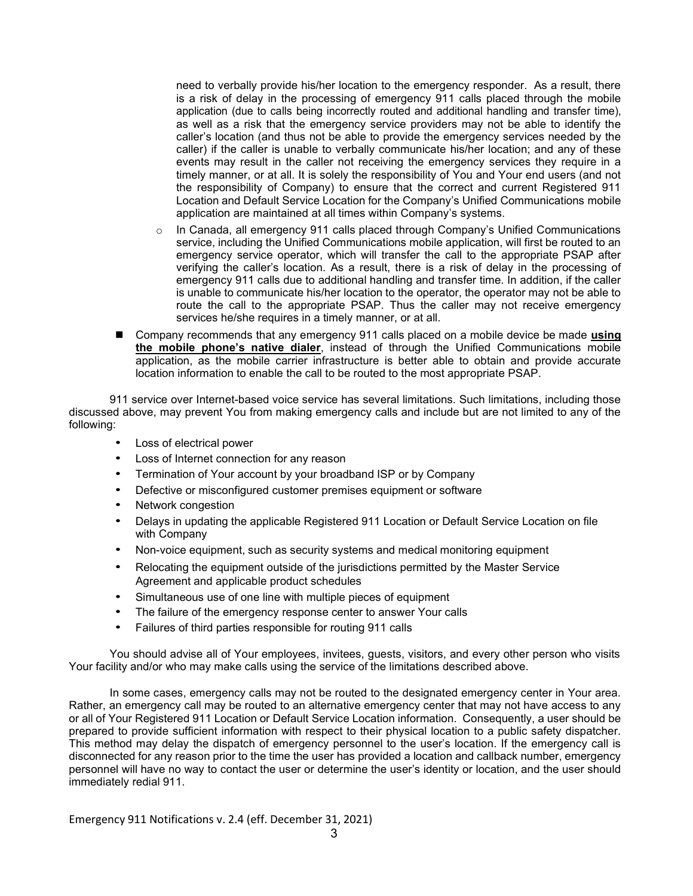need to verbally provide his/her location to the emergency responder. As a result, there is a risk of delay in the processing of emergency 911 calls placed through the mobile application (due to calls being incorrectly routed and additional handling and transfer time), as well as a risk that the emergency service providers may not be able to identify the caller's location (and thus not be able to provide the emergency services needed by the caller) if the caller is unable to verbally communicate his/her location; and any of these events may result in the caller not receiving the emergency services they require in a timely manner, or at all. It is solely the responsibility of You and Your end users (and not the responsibility of Company) to ensure that the correct and current Registered 911 Location and Default Service Location for the Company's Unified Communications mobile application are maintained at all times within Company's systems.

  - In Canada, all emergency 911 calls placed through Company's Unified Communications service, including the Unified Communications mobile application, will first be routed to an emergency service operator, which will transfer the call to the appropriate PSAP after verifying the caller's location. As a result, there is a risk of delay in the processing of emergency 911 calls due to additional handling and transfer time. In addition, if the caller is unable to communicate his/her location to the operator, the operator may not be able to route the call to the appropriate PSAP. Thus the caller may not receive emergency services he/she requires in a timely manner, or at all.

- Company recommends that any emergency 911 calls placed on a mobile device be made **using the mobile phone's native dialer**, instead of through the Unified Communications mobile application, as the mobile carrier infrastructure is better able to obtain and provide accurate location information to enable the call to be routed to the most appropriate PSAP.

911 service over Internet-based voice service has several limitations. Such limitations, including those discussed above, may prevent You from making emergency calls and include but are not limited to any of the following:

- Loss of electrical power
- Loss of Internet connection for any reason
- Termination of Your account by your broadband ISP or by Company
- Defective or misconfigured customer premises equipment or software
- Network congestion
- Delays in updating the applicable Registered 911 Location or Default Service Location on file with Company
- Non-voice equipment, such as security systems and medical monitoring equipment
- Relocating the equipment outside of the jurisdictions permitted by the Master Service Agreement and applicable product schedules
- Simultaneous use of one line with multiple pieces of equipment
- The failure of the emergency response center to answer Your calls
- Failures of third parties responsible for routing 911 calls

You should advise all of Your employees, invitees, guests, visitors, and every other person who visits Your facility and/or who may make calls using the service of the limitations described above.

In some cases, emergency calls may not be routed to the designated emergency center in Your area. Rather, an emergency call may be routed to an alternative emergency center that may not have access to any or all of Your Registered 911 Location or Default Service Location information. Consequently, a user should be prepared to provide sufficient information with respect to their physical location to a public safety dispatcher. This method may delay the dispatch of emergency personnel to the user's location. If the emergency call is disconnected for any reason prior to the time the user has provided a location and callback number, emergency personnel will have no way to contact the user or determine the user's identity or location, and the user should immediately redial 911.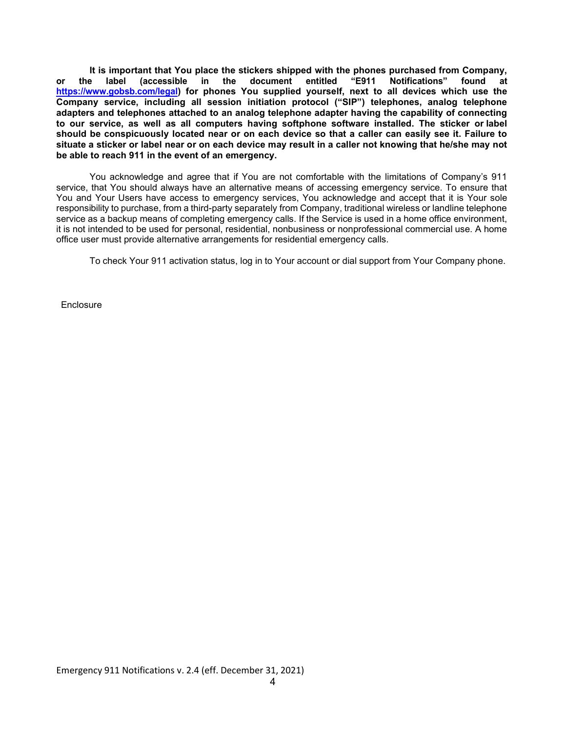**It is important that You place the stickers shipped with the phones purchased from Company, or the label (accessible in the document entitled "E911 Notifications" found at [https://www.gobsb.com/legal](https://www.gobsb.com/legal)) for phones You supplied yourself, next to all devices which use the Company service, including all session initiation protocol ("SIP") telephones, analog telephone adapters and telephones attached to an analog telephone adapter having the capability of connecting to our service, as well as all computers having softphone software installed. The sticker or label should be conspicuously located near or on each device so that a caller can easily see it. Failure to situate a sticker or label near or on each device may result in a caller not knowing that he/she may not be able to reach 911 in the event of an emergency.**

You acknowledge and agree that if You are not comfortable with the limitations of Company's 911 service, that You should always have an alternative means of accessing emergency service. To ensure that You and Your Users have access to emergency services, You acknowledge and accept that it is Your sole responsibility to purchase, from a third-party separately from Company, traditional wireless or landline telephone service as a backup means of completing emergency calls. If the Service is used in a home office environment, it is not intended to be used for personal, residential, nonbusiness or nonprofessional commercial use. A home office user must provide alternative arrangements for residential emergency calls.

To check Your 911 activation status, log in to Your account or dial support from Your Company phone.

Enclosure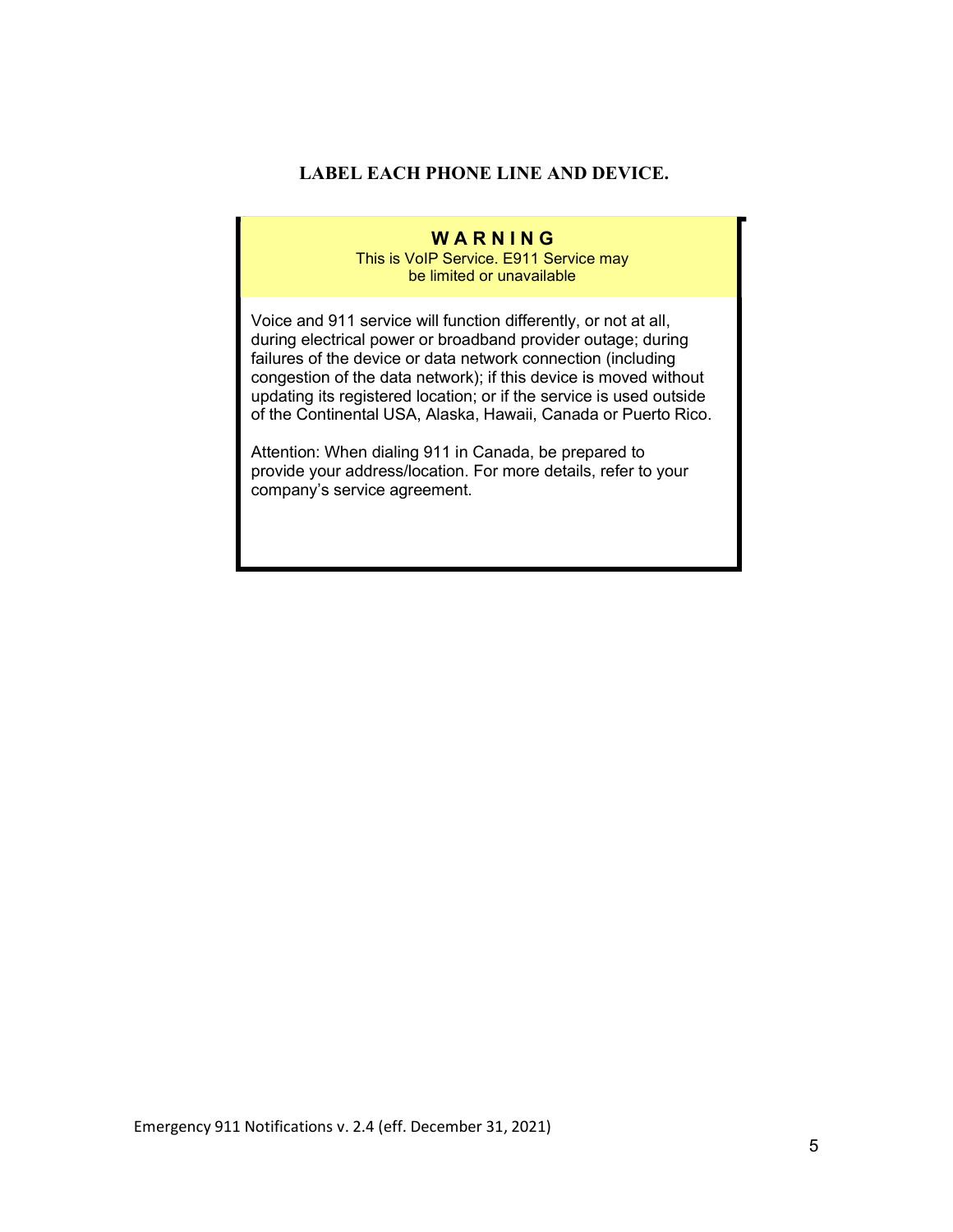**LABEL EACH PHONE LINE AND DEVICE.**

**W A R N I N G**

This is VoIP Service. E911 Service may be limited or unavailable

Voice and 911 service will function differently, or not at all, during electrical power or broadband provider outage; during failures of the device or data network connection (including congestion of the data network); if this device is moved without updating its registered location; or if the service is used outside of the Continental USA, Alaska, Hawaii, Canada or Puerto Rico.

Attention: When dialing 911 in Canada, be prepared to provide your address/location. For more details, refer to your company's service agreement.